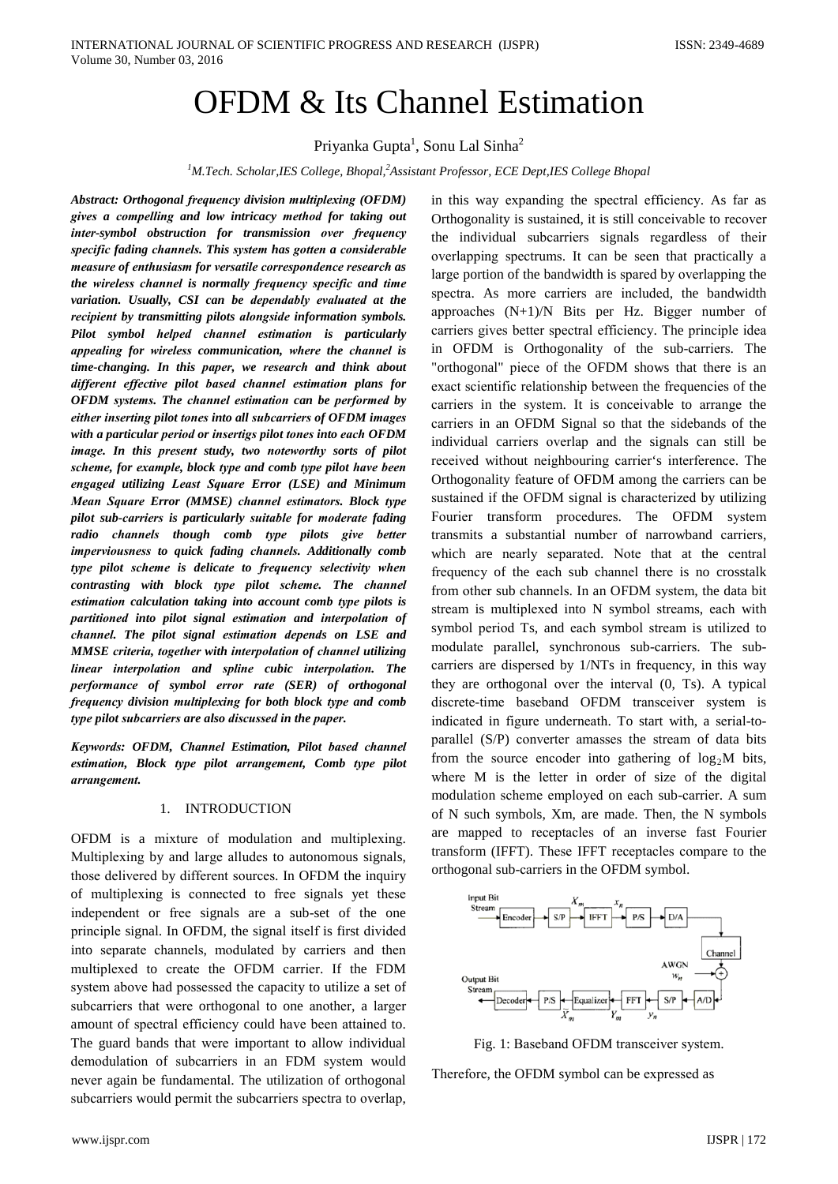# OFDM & Its Channel Estimation

Priyanka Gupta[1], Sonu Lal Sinha[2]

[1]*M.Tech. Scholar,IES College, Bhopal,*[2]*Assistant Professor, ECE Dept,IES College Bhopal*

***Abstract: Orthogonal frequency division multiplexing (OFDM) gives a compelling and low intricacy method for taking out inter-symbol obstruction for transmission over frequency specific fading channels. This system has gotten a considerable measure of enthusiasm for versatile correspondence research as the wireless channel is normally frequency specific and time variation. Usually, CSI can be dependably evaluated at the recipient by transmitting pilots alongside information symbols. Pilot symbol helped channel estimation is particularly appealing for wireless communication, where the channel is time-changing. In this paper, we research and think about different effective pilot based channel estimation plans for OFDM systems. The channel estimation can be performed by either inserting pilot tones into all subcarriers of OFDM images with a particular period or insertigs pilot tones into each OFDM image. In this present study, two noteworthy sorts of pilot scheme, for example, block type and comb type pilot have been engaged utilizing Least Square Error (LSE) and Minimum Mean Square Error (MMSE) channel estimators. Block type pilot sub-carriers is particularly suitable for moderate fading radio channels though comb type pilots give better imperviousness to quick fading channels. Additionally comb type pilot scheme is delicate to frequency selectivity when contrasting with block type pilot scheme. The channel estimation calculation taking into account comb type pilots is partitioned into pilot signal estimation and interpolation of channel. The pilot signal estimation depends on LSE and MMSE criteria, together with interpolation of channel utilizing linear interpolation and spline cubic interpolation. The performance of symbol error rate (SER) of orthogonal frequency division multiplexing for both block type and comb type pilot subcarriers are also discussed in the paper.***

***Keywords: OFDM, Channel Estimation, Pilot based channel estimation, Block type pilot arrangement, Comb type pilot arrangement.***

## 1. INTRODUCTION

OFDM is a mixture of modulation and multiplexing. Multiplexing by and large alludes to autonomous signals, those delivered by different sources. In OFDM the inquiry of multiplexing is connected to free signals yet these independent or free signals are a sub-set of the one principle signal. In OFDM, the signal itself is first divided into separate channels, modulated by carriers and then multiplexed to create the OFDM carrier. If the FDM system above had possessed the capacity to utilize a set of subcarriers that were orthogonal to one another, a larger amount of spectral efficiency could have been attained to. The guard bands that were important to allow individual demodulation of subcarriers in an FDM system would never again be fundamental. The utilization of orthogonal subcarriers would permit the subcarriers spectra to overlap, in this way expanding the spectral efficiency. As far as Orthogonality is sustained, it is still conceivable to recover the individual subcarriers signals regardless of their overlapping spectrums. It can be seen that practically a large portion of the bandwidth is spared by overlapping the spectra. As more carriers are included, the bandwidth approaches (N+1)/N Bits per Hz. Bigger number of carriers gives better spectral efficiency. The principle idea in OFDM is Orthogonality of the sub-carriers. The "orthogonal" piece of the OFDM shows that there is an exact scientific relationship between the frequencies of the carriers in the system. It is conceivable to arrange the carriers in an OFDM Signal so that the sidebands of the individual carriers overlap and the signals can still be received without neighbouring carrier's interference. The Orthogonality feature of OFDM among the carriers can be sustained if the OFDM signal is characterized by utilizing Fourier transform procedures. The OFDM system transmits a substantial number of narrowband carriers, which are nearly separated. Note that at the central frequency of the each sub channel there is no crosstalk from other sub channels. In an OFDM system, the data bit stream is multiplexed into N symbol streams, each with symbol period Ts, and each symbol stream is utilized to modulate parallel, synchronous sub-carriers. The sub-carriers are dispersed by 1/NTs in frequency, in this way they are orthogonal over the interval (0, Ts). A typical discrete-time baseband OFDM transceiver system is indicated in figure underneath. To start with, a serial-to-parallel (S/P) converter amasses the stream of data bits from the source encoder into gathering of $\log_2 M$ bits, where M is the letter in order of size of the digital modulation scheme employed on each sub-carrier. A sum of N such symbols, Xm, are made. Then, the N symbols are mapped to receptacles of an inverse fast Fourier transform (IFFT). These IFFT receptacles compare to the orthogonal sub-carriers in the OFDM symbol.

Fig. 1: Baseband OFDM transceiver system.

Therefore, the OFDM symbol can be expressed as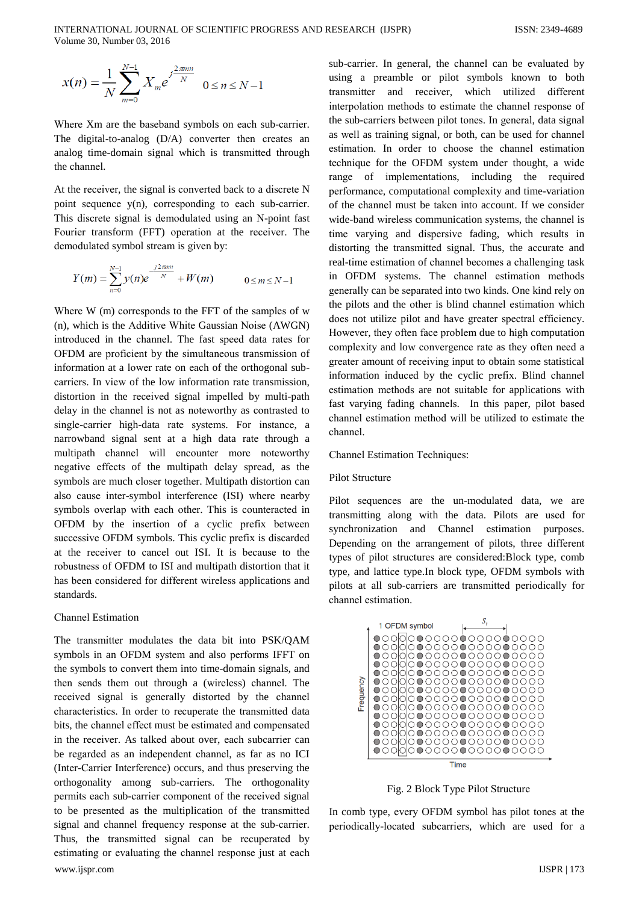$$x(n) = \frac{1}{N}\sum_{m=0}^{N-1} X_m e^{j\frac{2\pi mn}{N}} \quad 0 \le n \le N-1$$

Where Xm are the baseband symbols on each sub-carrier. The digital-to-analog (D/A) converter then creates an analog time-domain signal which is transmitted through the channel.

At the receiver, the signal is converted back to a discrete N point sequence y(n), corresponding to each sub-carrier. This discrete signal is demodulated using an N-point fast Fourier transform (FFT) operation at the receiver. The demodulated symbol stream is given by:

$$Y(m) = \sum_{n=0}^{N-1} y(n) e^{\frac{-j2\pi mn}{N}} + W(m) \qquad 0 \le m \le N-1$$

Where W (m) corresponds to the FFT of the samples of w (n), which is the Additive White Gaussian Noise (AWGN) introduced in the channel. The fast speed data rates for OFDM are proficient by the simultaneous transmission of information at a lower rate on each of the orthogonal sub-carriers. In view of the low information rate transmission, distortion in the received signal impelled by multi-path delay in the channel is not as noteworthy as contrasted to single-carrier high-data rate systems. For instance, a narrowband signal sent at a high data rate through a multipath channel will encounter more noteworthy negative effects of the multipath delay spread, as the symbols are much closer together. Multipath distortion can also cause inter-symbol interference (ISI) where nearby symbols overlap with each other. This is counteracted in OFDM by the insertion of a cyclic prefix between successive OFDM symbols. This cyclic prefix is discarded at the receiver to cancel out ISI. It is because to the robustness of OFDM to ISI and multipath distortion that it has been considered for different wireless applications and standards.

## Channel Estimation

The transmitter modulates the data bit into PSK/QAM symbols in an OFDM system and also performs IFFT on the symbols to convert them into time-domain signals, and then sends them out through a (wireless) channel. The received signal is generally distorted by the channel characteristics. In order to recuperate the transmitted data bits, the channel effect must be estimated and compensated in the receiver. As talked about over, each subcarrier can be regarded as an independent channel, as far as no ICI (Inter-Carrier Interference) occurs, and thus preserving the orthogonality among sub-carriers. The orthogonality permits each sub-carrier component of the received signal to be presented as the multiplication of the transmitted signal and channel frequency response at the sub-carrier. Thus, the transmitted signal can be recuperated by estimating or evaluating the channel response just at each sub-carrier. In general, the channel can be evaluated by using a preamble or pilot symbols known to both transmitter and receiver, which utilized different interpolation methods to estimate the channel response of the sub-carriers between pilot tones. In general, data signal as well as training signal, or both, can be used for channel estimation. In order to choose the channel estimation technique for the OFDM system under thought, a wide range of implementations, including the required performance, computational complexity and time-variation of the channel must be taken into account. If we consider wide-band wireless communication systems, the channel is time varying and dispersive fading, which results in distorting the transmitted signal. Thus, the accurate and real-time estimation of channel becomes a challenging task in OFDM systems. The channel estimation methods generally can be separated into two kinds. One kind rely on the pilots and the other is blind channel estimation which does not utilize pilot and have greater spectral efficiency. However, they often face problem due to high computation complexity and low convergence rate as they often need a greater amount of receiving input to obtain some statistical information induced by the cyclic prefix. Blind channel estimation methods are not suitable for applications with fast varying fading channels. In this paper, pilot based channel estimation method will be utilized to estimate the channel.

## Channel Estimation Techniques:

### Pilot Structure

Pilot sequences are the un-modulated data, we are transmitting along with the data. Pilots are used for synchronization and Channel estimation purposes. Depending on the arrangement of pilots, three different types of pilot structures are considered:Block type, comb type, and lattice type.In block type, OFDM symbols with pilots at all sub-carriers are transmitted periodically for channel estimation.

Fig. 2 Block Type Pilot Structure

In comb type, every OFDM symbol has pilot tones at the periodically-located subcarriers, which are used for a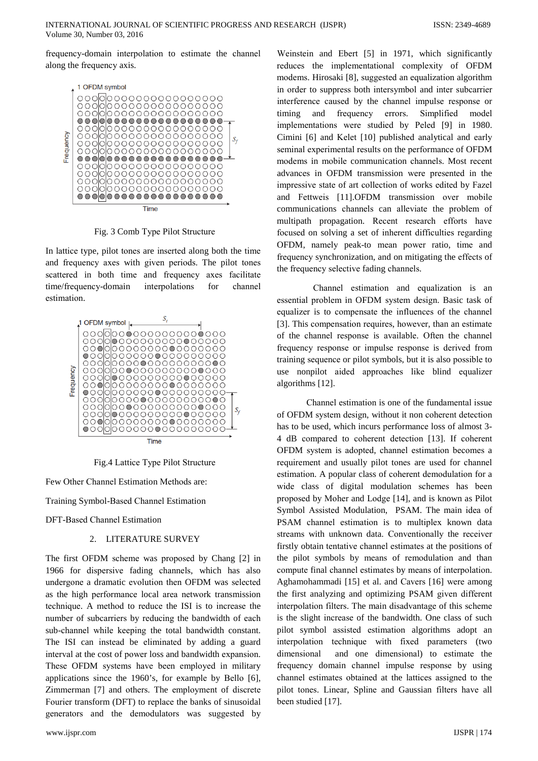frequency-domain interpolation to estimate the channel along the frequency axis.

Fig. 3 Comb Type Pilot Structure

In lattice type, pilot tones are inserted along both the time and frequency axes with given periods. The pilot tones scattered in both time and frequency axes facilitate time/frequency-domain interpolations for channel estimation.

Fig.4 Lattice Type Pilot Structure

Few Other Channel Estimation Methods are:

Training Symbol-Based Channel Estimation

DFT-Based Channel Estimation

## 2. LITERATURE SURVEY

The first OFDM scheme was proposed by Chang [2] in 1966 for dispersive fading channels, which has also undergone a dramatic evolution then OFDM was selected as the high performance local area network transmission technique. A method to reduce the ISI is to increase the number of subcarriers by reducing the bandwidth of each sub-channel while keeping the total bandwidth constant. The ISI can instead be eliminated by adding a guard interval at the cost of power loss and bandwidth expansion. These OFDM systems have been employed in military applications since the 1960's, for example by Bello [6], Zimmerman [7] and others. The employment of discrete Fourier transform (DFT) to replace the banks of sinusoidal generators and the demodulators was suggested by Weinstein and Ebert [5] in 1971, which significantly reduces the implementational complexity of OFDM modems. Hirosaki [8], suggested an equalization algorithm in order to suppress both intersymbol and inter subcarrier interference caused by the channel impulse response or timing and frequency errors. Simplified model implementations were studied by Peled [9] in 1980. Cimini [6] and Kelet [10] published analytical and early seminal experimental results on the performance of OFDM modems in mobile communication channels. Most recent advances in OFDM transmission were presented in the impressive state of art collection of works edited by Fazel and Fettweis [11].OFDM transmission over mobile communications channels can alleviate the problem of multipath propagation. Recent research efforts have focused on solving a set of inherent difficulties regarding OFDM, namely peak-to mean power ratio, time and frequency synchronization, and on mitigating the effects of the frequency selective fading channels.

Channel estimation and equalization is an essential problem in OFDM system design. Basic task of equalizer is to compensate the influences of the channel [3]. This compensation requires, however, than an estimate of the channel response is available. Often the channel frequency response or impulse response is derived from training sequence or pilot symbols, but it is also possible to use nonpilot aided approaches like blind equalizer algorithms [12].

Channel estimation is one of the fundamental issue of OFDM system design, without it non coherent detection has to be used, which incurs performance loss of almost 3-4 dB compared to coherent detection [13]. If coherent OFDM system is adopted, channel estimation becomes a requirement and usually pilot tones are used for channel estimation. A popular class of coherent demodulation for a wide class of digital modulation schemes has been proposed by Moher and Lodge [14], and is known as Pilot Symbol Assisted Modulation, PSAM. The main idea of PSAM channel estimation is to multiplex known data streams with unknown data. Conventionally the receiver firstly obtain tentative channel estimates at the positions of the pilot symbols by means of remodulation and than compute final channel estimates by means of interpolation. Aghamohammadi [15] et al. and Cavers [16] were among the first analyzing and optimizing PSAM given different interpolation filters. The main disadvantage of this scheme is the slight increase of the bandwidth. One class of such pilot symbol assisted estimation algorithms adopt an interpolation technique with fixed parameters (two dimensional and one dimensional) to estimate the frequency domain channel impulse response by using channel estimates obtained at the lattices assigned to the pilot tones. Linear, Spline and Gaussian filters have all been studied [17].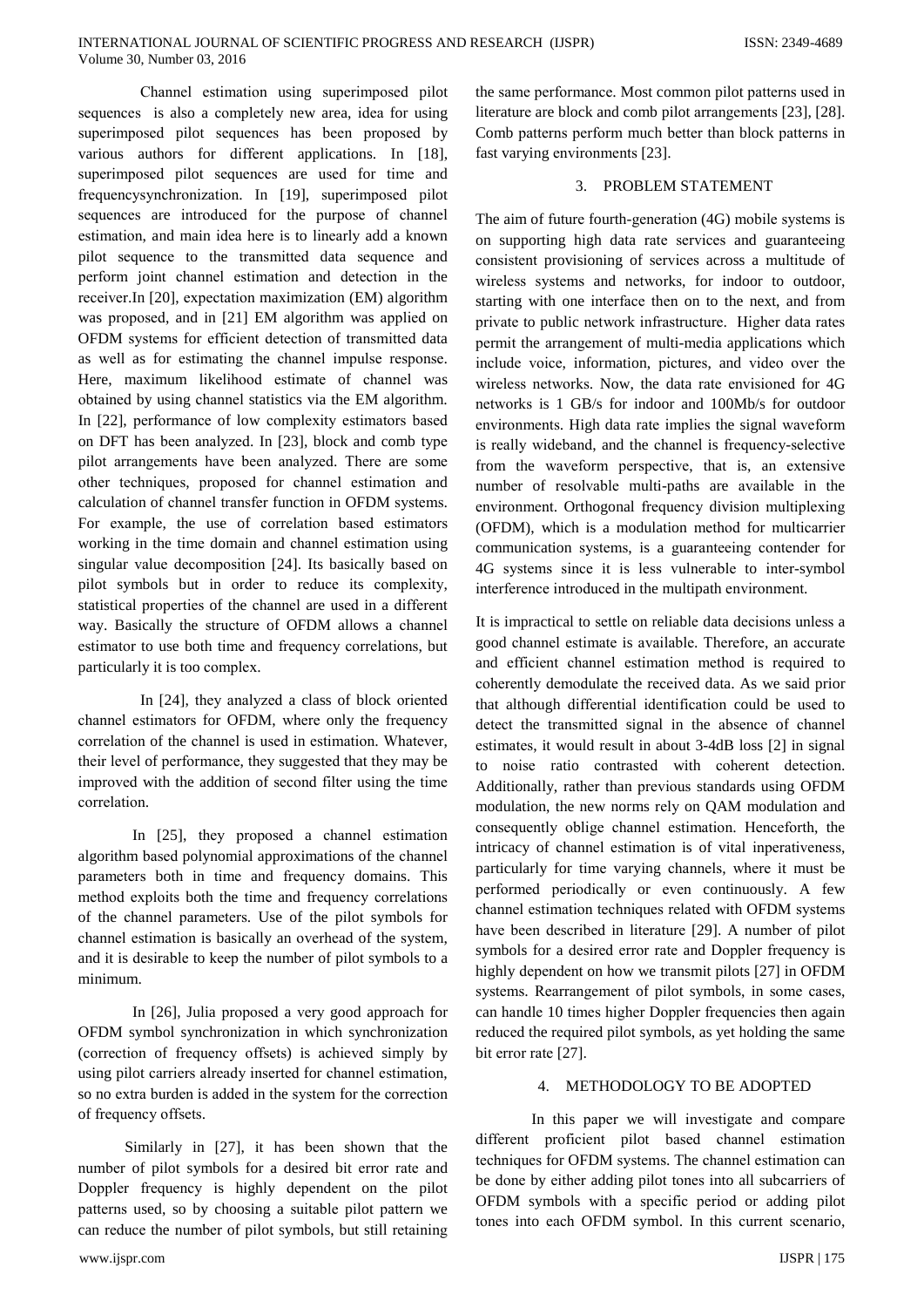Channel estimation using superimposed pilot sequences is also a completely new area, idea for using superimposed pilot sequences has been proposed by various authors for different applications. In [18], superimposed pilot sequences are used for time and frequencysynchronization. In [19], superimposed pilot sequences are introduced for the purpose of channel estimation, and main idea here is to linearly add a known pilot sequence to the transmitted data sequence and perform joint channel estimation and detection in the receiver.In [20], expectation maximization (EM) algorithm was proposed, and in [21] EM algorithm was applied on OFDM systems for efficient detection of transmitted data as well as for estimating the channel impulse response. Here, maximum likelihood estimate of channel was obtained by using channel statistics via the EM algorithm. In [22], performance of low complexity estimators based on DFT has been analyzed. In [23], block and comb type pilot arrangements have been analyzed. There are some other techniques, proposed for channel estimation and calculation of channel transfer function in OFDM systems. For example, the use of correlation based estimators working in the time domain and channel estimation using singular value decomposition [24]. Its basically based on pilot symbols but in order to reduce its complexity, statistical properties of the channel are used in a different way. Basically the structure of OFDM allows a channel estimator to use both time and frequency correlations, but particularly it is too complex.

In [24], they analyzed a class of block oriented channel estimators for OFDM, where only the frequency correlation of the channel is used in estimation. Whatever, their level of performance, they suggested that they may be improved with the addition of second filter using the time correlation.

In [25], they proposed a channel estimation algorithm based polynomial approximations of the channel parameters both in time and frequency domains. This method exploits both the time and frequency correlations of the channel parameters. Use of the pilot symbols for channel estimation is basically an overhead of the system, and it is desirable to keep the number of pilot symbols to a minimum.

In [26], Julia proposed a very good approach for OFDM symbol synchronization in which synchronization (correction of frequency offsets) is achieved simply by using pilot carriers already inserted for channel estimation, so no extra burden is added in the system for the correction of frequency offsets.

Similarly in [27], it has been shown that the number of pilot symbols for a desired bit error rate and Doppler frequency is highly dependent on the pilot patterns used, so by choosing a suitable pilot pattern we can reduce the number of pilot symbols, but still retaining the same performance. Most common pilot patterns used in literature are block and comb pilot arrangements [23], [28]. Comb patterns perform much better than block patterns in fast varying environments [23].

## 3. PROBLEM STATEMENT

The aim of future fourth-generation (4G) mobile systems is on supporting high data rate services and guaranteeing consistent provisioning of services across a multitude of wireless systems and networks, for indoor to outdoor, starting with one interface then on to the next, and from private to public network infrastructure. Higher data rates permit the arrangement of multi-media applications which include voice, information, pictures, and video over the wireless networks. Now, the data rate envisioned for 4G networks is 1 GB/s for indoor and 100Mb/s for outdoor environments. High data rate implies the signal waveform is really wideband, and the channel is frequency-selective from the waveform perspective, that is, an extensive number of resolvable multi-paths are available in the environment. Orthogonal frequency division multiplexing (OFDM), which is a modulation method for multicarrier communication systems, is a guaranteeing contender for 4G systems since it is less vulnerable to inter-symbol interference introduced in the multipath environment.

It is impractical to settle on reliable data decisions unless a good channel estimate is available. Therefore, an accurate and efficient channel estimation method is required to coherently demodulate the received data. As we said prior that although differential identification could be used to detect the transmitted signal in the absence of channel estimates, it would result in about 3-4dB loss [2] in signal to noise ratio contrasted with coherent detection. Additionally, rather than previous standards using OFDM modulation, the new norms rely on QAM modulation and consequently oblige channel estimation. Henceforth, the intricacy of channel estimation is of vital inperativeness, particularly for time varying channels, where it must be performed periodically or even continuously. A few channel estimation techniques related with OFDM systems have been described in literature [29]. A number of pilot symbols for a desired error rate and Doppler frequency is highly dependent on how we transmit pilots [27] in OFDM systems. Rearrangement of pilot symbols, in some cases, can handle 10 times higher Doppler frequencies then again reduced the required pilot symbols, as yet holding the same bit error rate [27].

## 4. METHODOLOGY TO BE ADOPTED

In this paper we will investigate and compare different proficient pilot based channel estimation techniques for OFDM systems. The channel estimation can be done by either adding pilot tones into all subcarriers of OFDM symbols with a specific period or adding pilot tones into each OFDM symbol. In this current scenario,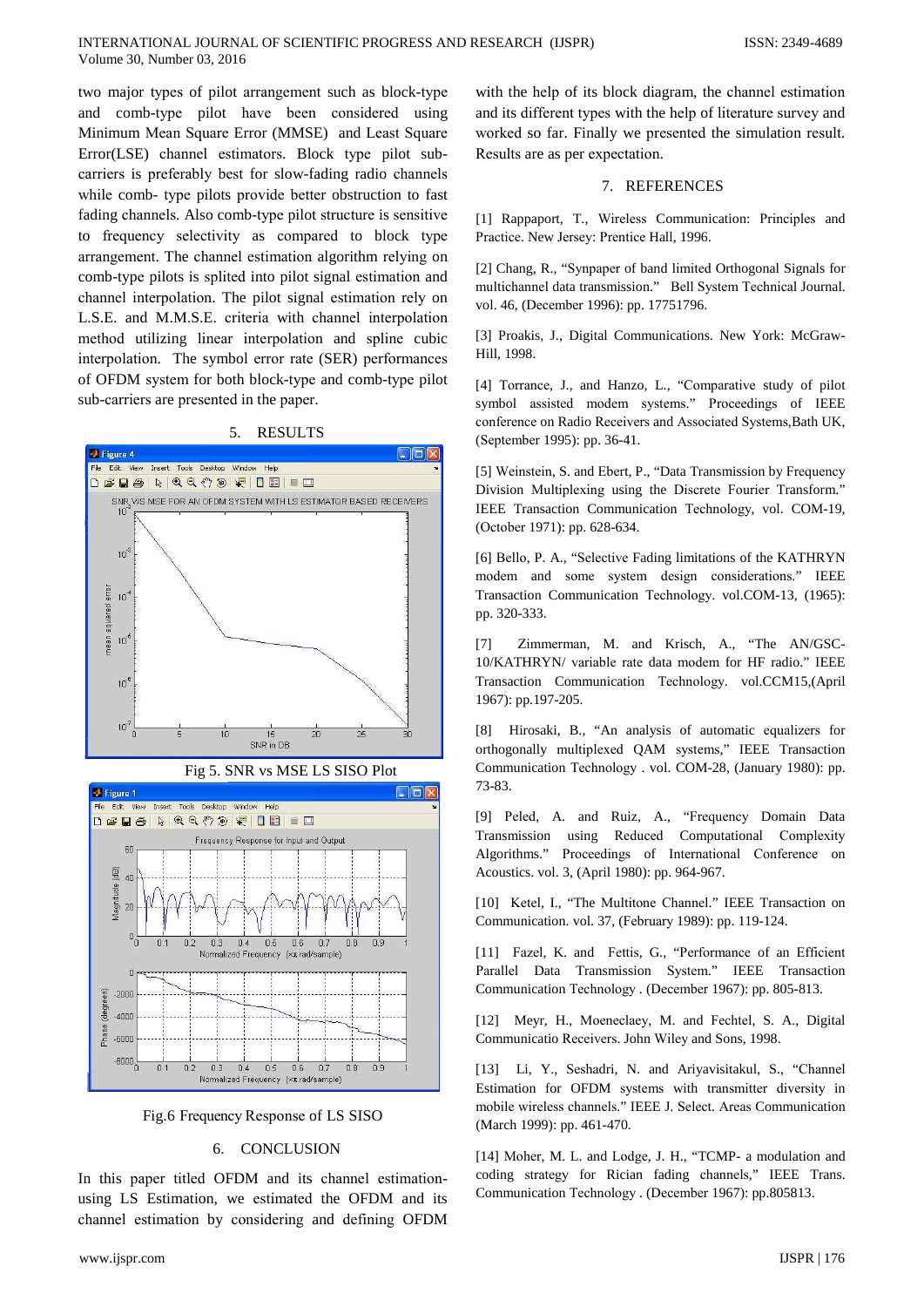two major types of pilot arrangement such as block-type and comb-type pilot have been considered using Minimum Mean Square Error (MMSE) and Least Square Error(LSE) channel estimators. Block type pilot sub-carriers is preferably best for slow-fading radio channels while comb- type pilots provide better obstruction to fast fading channels. Also comb-type pilot structure is sensitive to frequency selectivity as compared to block type arrangement. The channel estimation algorithm relying on comb-type pilots is splited into pilot signal estimation and channel interpolation. The pilot signal estimation rely on L.S.E. and M.M.S.E. criteria with channel interpolation method utilizing linear interpolation and spline cubic interpolation. The symbol error rate (SER) performances of OFDM system for both block-type and comb-type pilot sub-carriers are presented in the paper.

## 5. RESULTS

Fig 5. SNR vs MSE LS SISO Plot

Fig.6 Frequency Response of LS SISO

## 6. CONCLUSION

In this paper titled OFDM and its channel estimation-using LS Estimation, we estimated the OFDM and its channel estimation by considering and defining OFDM with the help of its block diagram, the channel estimation and its different types with the help of literature survey and worked so far. Finally we presented the simulation result. Results are as per expectation.

## 7. REFERENCES

[1] Rappaport, T., Wireless Communication: Principles and Practice. New Jersey: Prentice Hall, 1996.

[2] Chang, R., "Synpaper of band limited Orthogonal Signals for multichannel data transmission." Bell System Technical Journal. vol. 46, (December 1996): pp. 17751796.

[3] Proakis, J., Digital Communications. New York: McGraw-Hill, 1998.

[4] Torrance, J., and Hanzo, L., "Comparative study of pilot symbol assisted modem systems." Proceedings of IEEE conference on Radio Receivers and Associated Systems,Bath UK, (September 1995): pp. 36-41.

[5] Weinstein, S. and Ebert, P., "Data Transmission by Frequency Division Multiplexing using the Discrete Fourier Transform." IEEE Transaction Communication Technology, vol. COM-19, (October 1971): pp. 628-634.

[6] Bello, P. A., "Selective Fading limitations of the KATHRYN modem and some system design considerations." IEEE Transaction Communication Technology. vol.COM-13, (1965): pp. 320-333.

[7] Zimmerman, M. and Krisch, A., "The AN/GSC-10/KATHRYN/ variable rate data modem for HF radio." IEEE Transaction Communication Technology. vol.CCM15,(April 1967): pp.197-205.

[8] Hirosaki, B., "An analysis of automatic equalizers for orthogonally multiplexed QAM systems," IEEE Transaction Communication Technology . vol. COM-28, (January 1980): pp. 73-83.

[9] Peled, A. and Ruiz, A., "Frequency Domain Data Transmission using Reduced Computational Complexity Algorithms." Proceedings of International Conference on Acoustics. vol. 3, (April 1980): pp. 964-967.

[10] Ketel, I., "The Multitone Channel." IEEE Transaction on Communication. vol. 37, (February 1989): pp. 119-124.

[11] Fazel, K. and Fettis, G., "Performance of an Efficient Parallel Data Transmission System." IEEE Transaction Communication Technology . (December 1967): pp. 805-813.

[12] Meyr, H., Moeneclaey, M. and Fechtel, S. A., Digital Communicatio Receivers. John Wiley and Sons, 1998.

[13] Li, Y., Seshadri, N. and Ariyavisitakul, S., "Channel Estimation for OFDM systems with transmitter diversity in mobile wireless channels." IEEE J. Select. Areas Communication (March 1999): pp. 461-470.

[14] Moher, M. L. and Lodge, J. H., "TCMP- a modulation and coding strategy for Rician fading channels," IEEE Trans. Communication Technology . (December 1967): pp.805813.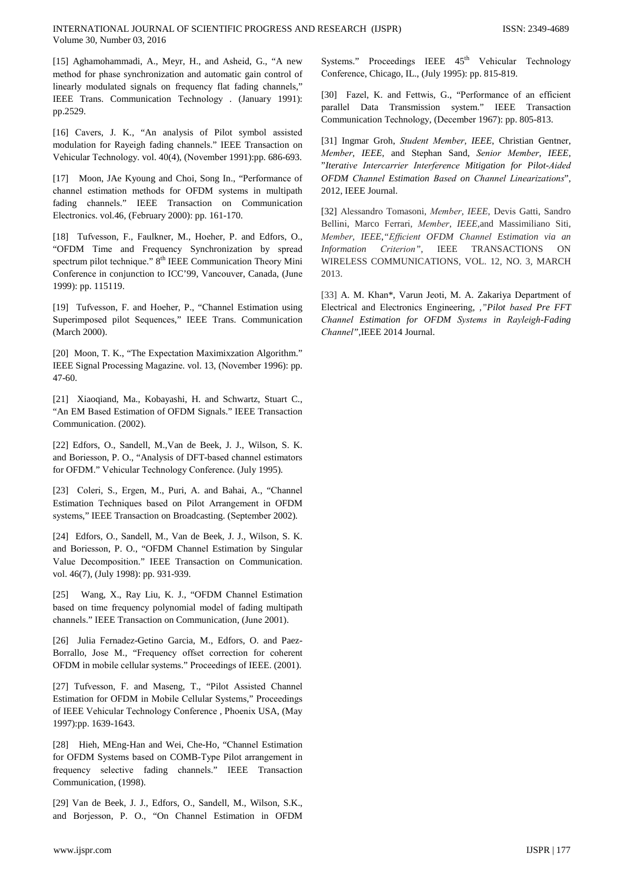[15] Aghamohammadi, A., Meyr, H., and Asheid, G., "A new method for phase synchronization and automatic gain control of linearly modulated signals on frequency flat fading channels," IEEE Trans. Communication Technology . (January 1991): pp.2529.

[16] Cavers, J. K., "An analysis of Pilot symbol assisted modulation for Rayeigh fading channels." IEEE Transaction on Vehicular Technology. vol. 40(4), (November 1991):pp. 686-693.

[17] Moon, JAe Kyoung and Choi, Song In., "Performance of channel estimation methods for OFDM systems in multipath fading channels." IEEE Transaction on Communication Electronics. vol.46, (February 2000): pp. 161-170.

[18] Tufvesson, F., Faulkner, M., Hoeher, P. and Edfors, O., "OFDM Time and Frequency Synchronization by spread spectrum pilot technique." 8th IEEE Communication Theory Mini Conference in conjunction to ICC'99, Vancouver, Canada, (June 1999): pp. 115119.

[19] Tufvesson, F. and Hoeher, P., "Channel Estimation using Superimposed pilot Sequences," IEEE Trans. Communication (March 2000).

[20] Moon, T. K., "The Expectation Maximixzation Algorithm." IEEE Signal Processing Magazine. vol. 13, (November 1996): pp. 47-60.

[21] Xiaoqiand, Ma., Kobayashi, H. and Schwartz, Stuart C., "An EM Based Estimation of OFDM Signals." IEEE Transaction Communication. (2002).

[22] Edfors, O., Sandell, M.,Van de Beek, J. J., Wilson, S. K. and Boriesson, P. O., "Analysis of DFT-based channel estimators for OFDM." Vehicular Technology Conference. (July 1995).

[23] Coleri, S., Ergen, M., Puri, A. and Bahai, A., "Channel Estimation Techniques based on Pilot Arrangement in OFDM systems," IEEE Transaction on Broadcasting. (September 2002).

[24] Edfors, O., Sandell, M., Van de Beek, J. J., Wilson, S. K. and Boriesson, P. O., "OFDM Channel Estimation by Singular Value Decomposition." IEEE Transaction on Communication. vol. 46(7), (July 1998): pp. 931-939.

[25] Wang, X., Ray Liu, K. J., "OFDM Channel Estimation based on time frequency polynomial model of fading multipath channels." IEEE Transaction on Communication, (June 2001).

[26] Julia Fernadez-Getino Garcia, M., Edfors, O. and Paez-Borrallo, Jose M., "Frequency offset correction for coherent OFDM in mobile cellular systems." Proceedings of IEEE. (2001).

[27] Tufvesson, F. and Maseng, T., "Pilot Assisted Channel Estimation for OFDM in Mobile Cellular Systems," Proceedings of IEEE Vehicular Technology Conference , Phoenix USA, (May 1997):pp. 1639-1643.

[28] Hieh, MEng-Han and Wei, Che-Ho, "Channel Estimation for OFDM Systems based on COMB-Type Pilot arrangement in frequency selective fading channels." IEEE Transaction Communication, (1998).

[29] Van de Beek, J. J., Edfors, O., Sandell, M., Wilson, S.K., and Borjesson, P. O., "On Channel Estimation in OFDM Systems." Proceedings IEEE 45th Vehicular Technology Conference, Chicago, IL., (July 1995): pp. 815-819.

[30] Fazel, K. and Fettwis, G., "Performance of an efficient parallel Data Transmission system." IEEE Transaction Communication Technology, (December 1967): pp. 805-813.

[31] Ingmar Groh, *Student Member, IEEE*, Christian Gentner, *Member, IEEE*, and Stephan Sand, *Senior Member, IEEE*, "*Iterative Intercarrier Interference Mitigation for Pilot-Aided OFDM Channel Estimation Based on Channel Linearizations*", 2012, IEEE Journal.

[32] Alessandro Tomasoni, *Member, IEEE*, Devis Gatti, Sandro Bellini, Marco Ferrari, *Member, IEEE*,and Massimiliano Siti, *Member, IEEE*,*"Efficient OFDM Channel Estimation via an Information Criterion"*, IEEE TRANSACTIONS ON WIRELESS COMMUNICATIONS, VOL. 12, NO. 3, MARCH 2013.

[33] A. M. Khan*, Varun Jeoti, M. A. Zakariya Department of Electrical and Electronics Engineering, ,*"Pilot based Pre FFT Channel Estimation for OFDM Systems in Rayleigh-Fading Channel"*,IEEE 2014 Journal.